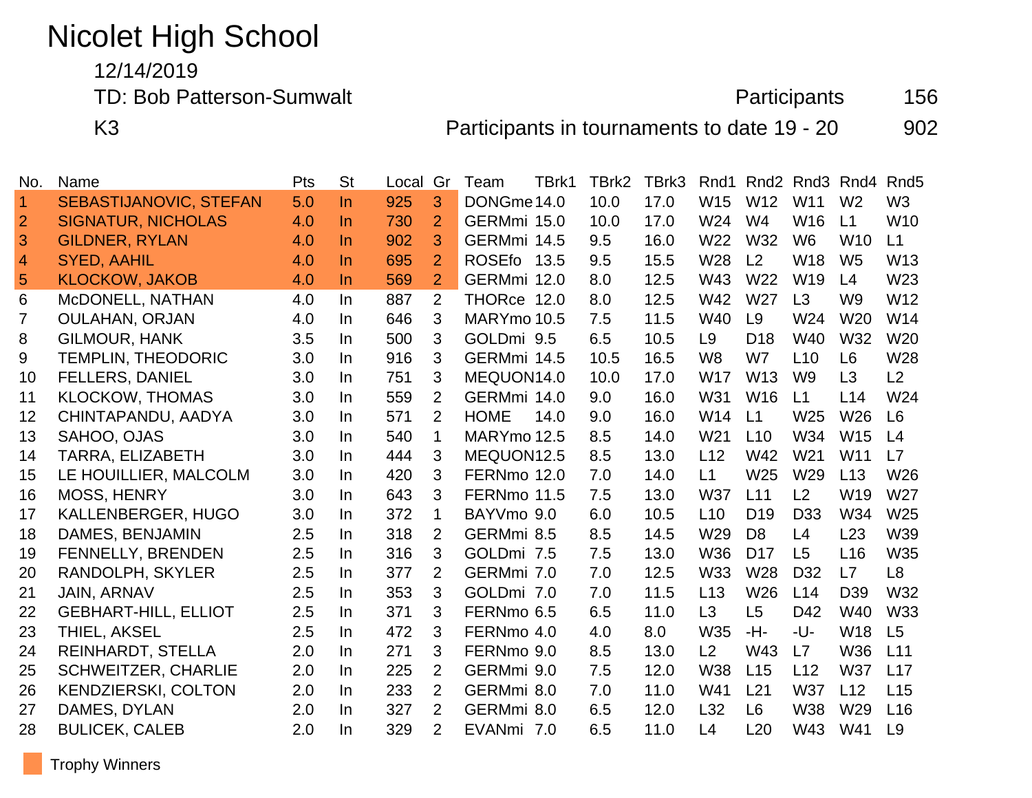# Nicolet High School

12/14/2019

TD: Bob Patterson-Sumwalt — Participants 156

K3 — Participants in tournaments to date 19 - 20: 902

| No. | Name | Pts | St | Local | Gr | Team | TBrk1 | TBrk2 | TBrk3 | Rnd1 | Rnd2 | Rnd3 | Rnd4 | Rnd5 |
|---|---|---|---|---|---|---|---|---|---|---|---|---|---|---|
| 1 | SEBASTIJANOVIC, STEFAN | 5.0 | In | 925 | 3 | DONGme | 14.0 | 10.0 | 17.0 | W15 | W12 | W11 | W2 | W3 |
| 2 | SIGNATUR, NICHOLAS | 4.0 | In | 730 | 2 | GERMmi | 15.0 | 10.0 | 17.0 | W24 | W4 | W16 | L1 | W10 |
| 3 | GILDNER, RYLAN | 4.0 | In | 902 | 3 | GERMmi | 14.5 | 9.5 | 16.0 | W22 | W32 | W6 | W10 | L1 |
| 4 | SYED, AAHIL | 4.0 | In | 695 | 2 | ROSEfo | 13.5 | 9.5 | 15.5 | W28 | L2 | W18 | W5 | W13 |
| 5 | KLOCKOW, JAKOB | 4.0 | In | 569 | 2 | GERMmi | 12.0 | 8.0 | 12.5 | W43 | W22 | W19 | L4 | W23 |
| 6 | McDONELL, NATHAN | 4.0 | In | 887 | 2 | THORce | 12.0 | 8.0 | 12.5 | W42 | W27 | L3 | W9 | W12 |
| 7 | OULAHAN, ORJAN | 4.0 | In | 646 | 3 | MARYmo | 10.5 | 7.5 | 11.5 | W40 | L9 | W24 | W20 | W14 |
| 8 | GILMOUR, HANK | 3.5 | In | 500 | 3 | GOLDmi | 9.5 | 6.5 | 10.5 | L9 | D18 | W40 | W32 | W20 |
| 9 | TEMPLIN, THEODORIC | 3.0 | In | 916 | 3 | GERMmi | 14.5 | 10.5 | 16.5 | W8 | W7 | L10 | L6 | W28 |
| 10 | FELLERS, DANIEL | 3.0 | In | 751 | 3 | MEQUON | 14.0 | 10.0 | 17.0 | W17 | W13 | W9 | L3 | L2 |
| 11 | KLOCKOW, THOMAS | 3.0 | In | 559 | 2 | GERMmi | 14.0 | 9.0 | 16.0 | W31 | W16 | L1 | L14 | W24 |
| 12 | CHINTAPANDU, AADYA | 3.0 | In | 571 | 2 | HOME | 14.0 | 9.0 | 16.0 | W14 | L1 | W25 | W26 | L6 |
| 13 | SAHOO, OJAS | 3.0 | In | 540 | 1 | MARYmo | 12.5 | 8.5 | 14.0 | W21 | L10 | W34 | W15 | L4 |
| 14 | TARRA, ELIZABETH | 3.0 | In | 444 | 3 | MEQUON | 12.5 | 8.5 | 13.0 | L12 | W42 | W21 | W11 | L7 |
| 15 | LE HOUILLIER, MALCOLM | 3.0 | In | 420 | 3 | FERNmo | 12.0 | 7.0 | 14.0 | L1 | W25 | W29 | L13 | W26 |
| 16 | MOSS, HENRY | 3.0 | In | 643 | 3 | FERNmo | 11.5 | 7.5 | 13.0 | W37 | L11 | L2 | W19 | W27 |
| 17 | KALLENBERGER, HUGO | 3.0 | In | 372 | 1 | BAYVmo | 9.0 | 6.0 | 10.5 | L10 | D19 | D33 | W34 | W25 |
| 18 | DAMES, BENJAMIN | 2.5 | In | 318 | 2 | GERMmi | 8.5 | 8.5 | 14.5 | W29 | D8 | L4 | L23 | W39 |
| 19 | FENNELLY, BRENDEN | 2.5 | In | 316 | 3 | GOLDmi | 7.5 | 7.5 | 13.0 | W36 | D17 | L5 | L16 | W35 |
| 20 | RANDOLPH, SKYLER | 2.5 | In | 377 | 2 | GERMmi | 7.0 | 7.0 | 12.5 | W33 | W28 | D32 | L7 | L8 |
| 21 | JAIN, ARNAV | 2.5 | In | 353 | 3 | GOLDmi | 7.0 | 7.0 | 11.5 | L13 | W26 | L14 | D39 | W32 |
| 22 | GEBHART-HILL, ELLIOT | 2.5 | In | 371 | 3 | FERNmo | 6.5 | 6.5 | 11.0 | L3 | L5 | D42 | W40 | W33 |
| 23 | THIEL, AKSEL | 2.5 | In | 472 | 3 | FERNmo | 4.0 | 4.0 | 8.0 | W35 | -H- | -U- | W18 | L5 |
| 24 | REINHARDT, STELLA | 2.0 | In | 271 | 3 | FERNmo | 9.0 | 8.5 | 13.0 | L2 | W43 | L7 | W36 | L11 |
| 25 | SCHWEITZER, CHARLIE | 2.0 | In | 225 | 2 | GERMmi | 9.0 | 7.5 | 12.0 | W38 | L15 | L12 | W37 | L17 |
| 26 | KENDZIERSKI, COLTON | 2.0 | In | 233 | 2 | GERMmi | 8.0 | 7.0 | 11.0 | W41 | L21 | W37 | L12 | L15 |
| 27 | DAMES, DYLAN | 2.0 | In | 327 | 2 | GERMmi | 8.0 | 6.5 | 12.0 | L32 | L6 | W38 | W29 | L16 |
| 28 | BULICEK, CALEB | 2.0 | In | 329 | 2 | EVANmi | 7.0 | 6.5 | 11.0 | L4 | L20 | W43 | W41 | L9 |

Trophy Winners (highlighted: Nos. 1–5)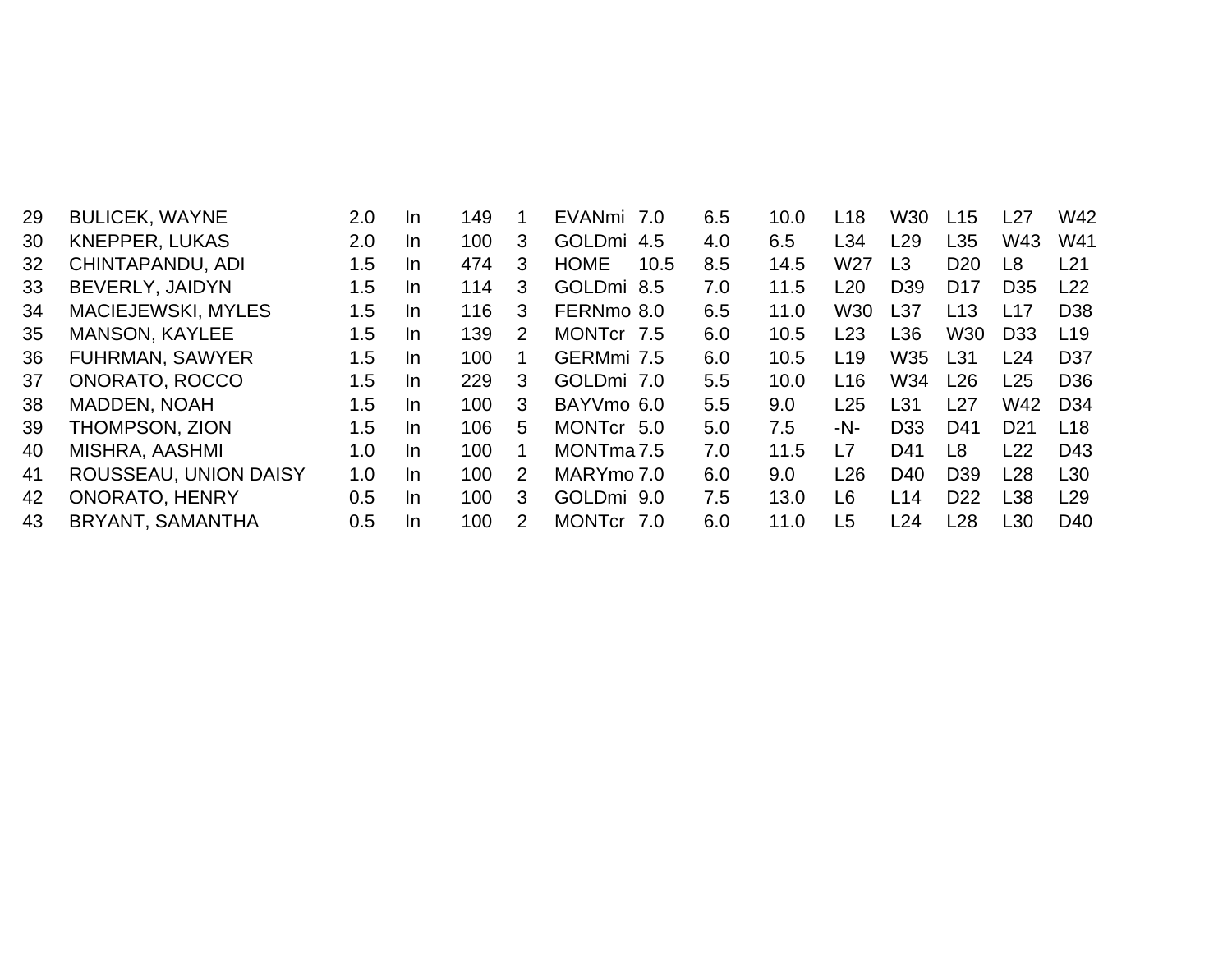| | | | | | | | | | | | | | | |
|---|---|---|---|---|---|---|---|---|---|---|---|---|---|---|
| 29 | BULICEK, WAYNE | 2.0 | In | 149 | 1 | EVANmi | 7.0 | 6.5 | 10.0 | L18 | W30 | L15 | L27 | W42 |
| 30 | KNEPPER, LUKAS | 2.0 | In | 100 | 3 | GOLDmi | 4.5 | 4.0 | 6.5 | L34 | L29 | L35 | W43 | W41 |
| 32 | CHINTAPANDU, ADI | 1.5 | In | 474 | 3 | HOME | 10.5 | 8.5 | 14.5 | W27 | L3 | D20 | L8 | L21 |
| 33 | BEVERLY, JAIDYN | 1.5 | In | 114 | 3 | GOLDmi | 8.5 | 7.0 | 11.5 | L20 | D39 | D17 | D35 | L22 |
| 34 | MACIEJEWSKI, MYLES | 1.5 | In | 116 | 3 | FERNmo | 8.0 | 6.5 | 11.0 | W30 | L37 | L13 | L17 | D38 |
| 35 | MANSON, KAYLEE | 1.5 | In | 139 | 2 | MONTcr | 7.5 | 6.0 | 10.5 | L23 | L36 | W30 | D33 | L19 |
| 36 | FUHRMAN, SAWYER | 1.5 | In | 100 | 1 | GERMmi | 7.5 | 6.0 | 10.5 | L19 | W35 | L31 | L24 | D37 |
| 37 | ONORATO, ROCCO | 1.5 | In | 229 | 3 | GOLDmi | 7.0 | 5.5 | 10.0 | L16 | W34 | L26 | L25 | D36 |
| 38 | MADDEN, NOAH | 1.5 | In | 100 | 3 | BAYVmo | 6.0 | 5.5 | 9.0 | L25 | L31 | L27 | W42 | D34 |
| 39 | THOMPSON, ZION | 1.5 | In | 106 | 5 | MONTcr | 5.0 | 5.0 | 7.5 | -N- | D33 | D41 | D21 | L18 |
| 40 | MISHRA, AASHMI | 1.0 | In | 100 | 1 | MONTma | 7.5 | 7.0 | 11.5 | L7 | D41 | L8 | L22 | D43 |
| 41 | ROUSSEAU, UNION DAISY | 1.0 | In | 100 | 2 | MARYmo | 7.0 | 6.0 | 9.0 | L26 | D40 | D39 | L28 | L30 |
| 42 | ONORATO, HENRY | 0.5 | In | 100 | 3 | GOLDmi | 9.0 | 7.5 | 13.0 | L6 | L14 | D22 | L38 | L29 |
| 43 | BRYANT, SAMANTHA | 0.5 | In | 100 | 2 | MONTcr | 7.0 | 6.0 | 11.0 | L5 | L24 | L28 | L30 | D40 |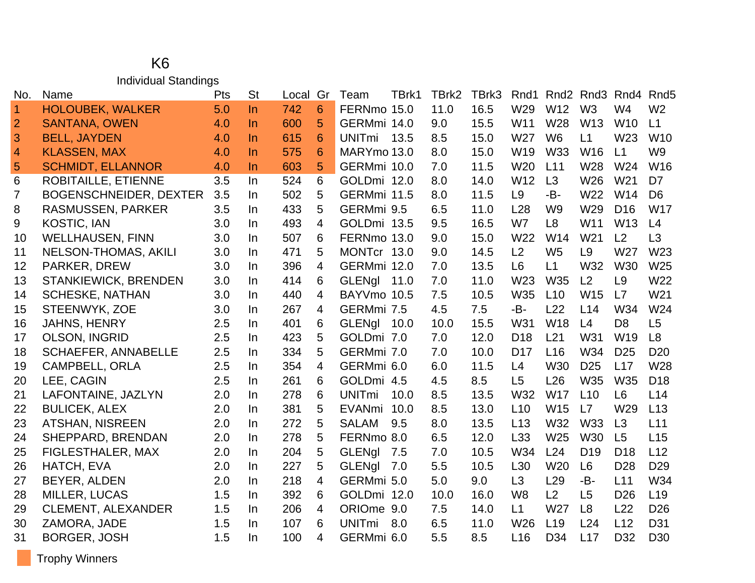# K6

## Individual Standings

| No. | Name | Pts | St | Local | Gr | Team | TBrk1 | TBrk2 | TBrk3 | Rnd1 | Rnd2 | Rnd3 | Rnd4 | Rnd5 |
|---|---|---|---|---|---|---|---|---|---|---|---|---|---|---|
| 1 | HOLOUBEK, WALKER | 5.0 | In | 742 | 6 | FERNmo | 15.0 | 11.0 | 16.5 | W29 | W12 | W3 | W4 | W2 |
| 2 | SANTANA, OWEN | 4.0 | In | 600 | 5 | GERMmi | 14.0 | 9.0 | 15.5 | W11 | W28 | W13 | W10 | L1 |
| 3 | BELL, JAYDEN | 4.0 | In | 615 | 6 | UNITmi | 13.5 | 8.5 | 15.0 | W27 | W6 | L1 | W23 | W10 |
| 4 | KLASSEN, MAX | 4.0 | In | 575 | 6 | MARYmo | 13.0 | 8.0 | 15.0 | W19 | W33 | W16 | L1 | W9 |
| 5 | SCHMIDT, ELLANNOR | 4.0 | In | 603 | 5 | GERMmi | 10.0 | 7.0 | 11.5 | W20 | L11 | W28 | W24 | W16 |
| 6 | ROBITAILLE, ETIENNE | 3.5 | In | 524 | 6 | GOLDmi | 12.0 | 8.0 | 14.0 | W12 | L3 | W26 | W21 | D7 |
| 7 | BOGENSCHNEIDER, DEXTER | 3.5 | In | 502 | 5 | GERMmi | 11.5 | 8.0 | 11.5 | L9 | -B- | W22 | W14 | D6 |
| 8 | RASMUSSEN, PARKER | 3.5 | In | 433 | 5 | GERMmi | 9.5 | 6.5 | 11.0 | L28 | W9 | W29 | D16 | W17 |
| 9 | KOSTIC, IAN | 3.0 | In | 493 | 4 | GOLDmi | 13.5 | 9.5 | 16.5 | W7 | L8 | W11 | W13 | L4 |
| 10 | WELLHAUSEN, FINN | 3.0 | In | 507 | 6 | FERNmo | 13.0 | 9.0 | 15.0 | W22 | W14 | W21 | L2 | L3 |
| 11 | NELSON-THOMAS, AKILI | 3.0 | In | 471 | 5 | MONTcr | 13.0 | 9.0 | 14.5 | L2 | W5 | L9 | W27 | W23 |
| 12 | PARKER, DREW | 3.0 | In | 396 | 4 | GERMmi | 12.0 | 7.0 | 13.5 | L6 | L1 | W32 | W30 | W25 |
| 13 | STANKIEWICK, BRENDEN | 3.0 | In | 414 | 6 | GLENgl | 11.0 | 7.0 | 11.0 | W23 | W35 | L2 | L9 | W22 |
| 14 | SCHESKE, NATHAN | 3.0 | In | 440 | 4 | BAYVmo | 10.5 | 7.5 | 10.5 | W35 | L10 | W15 | L7 | W21 |
| 15 | STEENWYK, ZOE | 3.0 | In | 267 | 4 | GERMmi | 7.5 | 4.5 | 7.5 | -B- | L22 | L14 | W34 | W24 |
| 16 | JAHNS, HENRY | 2.5 | In | 401 | 6 | GLENgl | 10.0 | 10.0 | 15.5 | W31 | W18 | L4 | D8 | L5 |
| 17 | OLSON, INGRID | 2.5 | In | 423 | 5 | GOLDmi | 7.0 | 7.0 | 12.0 | D18 | L21 | W31 | W19 | L8 |
| 18 | SCHAEFER, ANNABELLE | 2.5 | In | 334 | 5 | GERMmi | 7.0 | 7.0 | 10.0 | D17 | L16 | W34 | D25 | D20 |
| 19 | CAMPBELL, ORLA | 2.5 | In | 354 | 4 | GERMmi | 6.0 | 6.0 | 11.5 | L4 | W30 | D25 | L17 | W28 |
| 20 | LEE, CAGIN | 2.5 | In | 261 | 6 | GOLDmi | 4.5 | 4.5 | 8.5 | L5 | L26 | W35 | W35 | D18 |
| 21 | LAFONTAINE, JAZLYN | 2.0 | In | 278 | 6 | UNITmi | 10.0 | 8.5 | 13.5 | W32 | W17 | L10 | L6 | L14 |
| 22 | BULICEK, ALEX | 2.0 | In | 381 | 5 | EVANmi | 10.0 | 8.5 | 13.0 | L10 | W15 | L7 | W29 | L13 |
| 23 | ATSHAN, NISREEN | 2.0 | In | 272 | 5 | SALAM | 9.5 | 8.0 | 13.5 | L13 | W32 | W33 | L3 | L11 |
| 24 | SHEPPARD, BRENDAN | 2.0 | In | 278 | 5 | FERNmo | 8.0 | 6.5 | 12.0 | L33 | W25 | W30 | L5 | L15 |
| 25 | FIGLESTHALER, MAX | 2.0 | In | 204 | 5 | GLENgl | 7.5 | 7.0 | 10.5 | W34 | L24 | D19 | D18 | L12 |
| 26 | HATCH, EVA | 2.0 | In | 227 | 5 | GLENgl | 7.0 | 5.5 | 10.5 | L30 | W20 | L6 | D28 | D29 |
| 27 | BEYER, ALDEN | 2.0 | In | 218 | 4 | GERMmi | 5.0 | 5.0 | 9.0 | L3 | L29 | -B- | L11 | W34 |
| 28 | MILLER, LUCAS | 1.5 | In | 392 | 6 | GOLDmi | 12.0 | 10.0 | 16.0 | W8 | L2 | L5 | D26 | L19 |
| 29 | CLEMENT, ALEXANDER | 1.5 | In | 206 | 4 | ORIOme | 9.0 | 7.5 | 14.0 | L1 | W27 | L8 | L22 | D26 |
| 30 | ZAMORA, JADE | 1.5 | In | 107 | 6 | UNITmi | 8.0 | 6.5 | 11.0 | W26 | L19 | L24 | L12 | D31 |
| 31 | BORGER, JOSH | 1.5 | In | 100 | 4 | GERMmi | 6.0 | 5.5 | 8.5 | L16 | D34 | L17 | D32 | D30 |

Trophy Winners (Nos. 1–5)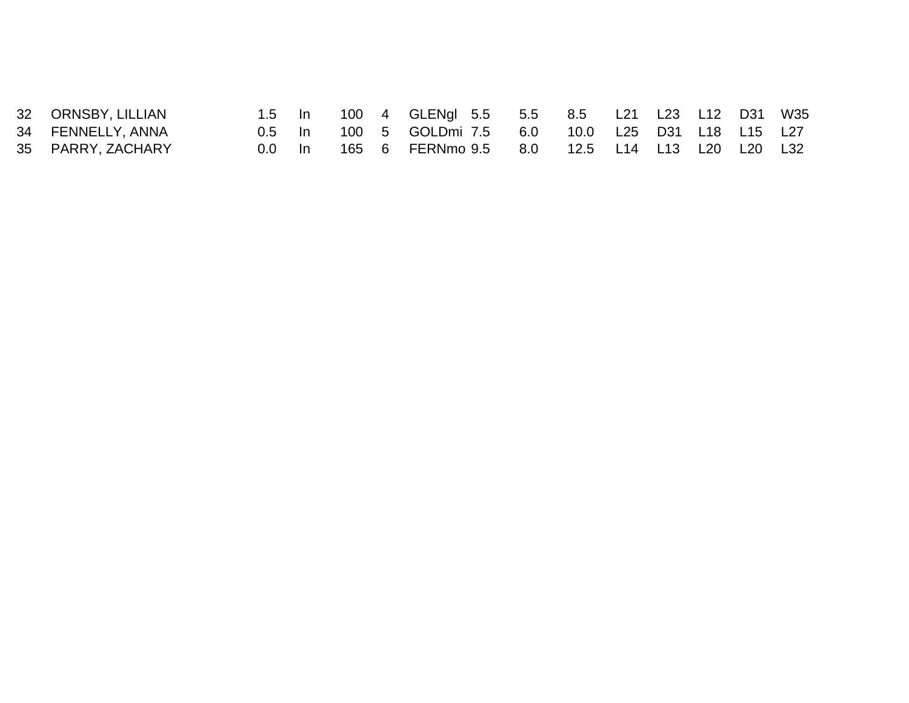| | | | | | | | | | | | | | | |
|---|---|---|---|---|---|---|---|---|---|---|---|---|---|---|
| 32 | ORNSBY, LILLIAN | 1.5 | In | 100 | 4 | GLENgl | 5.5 | 5.5 | 8.5 | L21 | L23 | L12 | D31 | W35 |
| 34 | FENNELLY, ANNA | 0.5 | In | 100 | 5 | GOLDmi | 7.5 | 6.0 | 10.0 | L25 | D31 | L18 | L15 | L27 |
| 35 | PARRY, ZACHARY | 0.0 | In | 165 | 6 | FERNmo | 9.5 | 8.0 | 12.5 | L14 | L13 | L20 | L20 | L32 |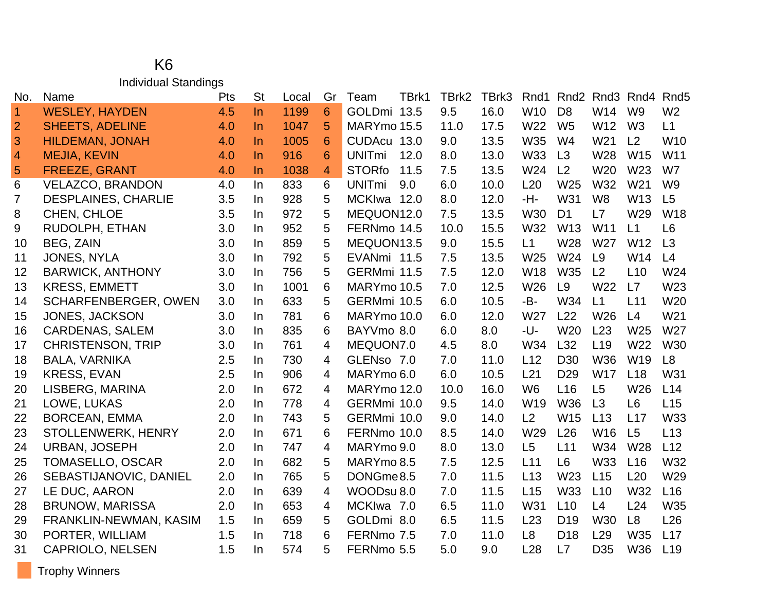# K6

## Individual Standings

| No. | Name | Pts | St | Local | Gr | Team | TBrk1 | TBrk2 | TBrk3 | Rnd1 | Rnd2 | Rnd3 | Rnd4 | Rnd5 |
|---|---|---|---|---|---|---|---|---|---|---|---|---|---|---|
| 1 | WESLEY, HAYDEN | 4.5 | In | 1199 | 6 | GOLDmi | 13.5 | 9.5 | 16.0 | W10 | D8 | W14 | W9 | W2 |
| 2 | SHEETS, ADELINE | 4.0 | In | 1047 | 5 | MARYmo | 15.5 | 11.0 | 17.5 | W22 | W5 | W12 | W3 | L1 |
| 3 | HILDEMAN, JONAH | 4.0 | In | 1005 | 6 | CUDAcu | 13.0 | 9.0 | 13.5 | W35 | W4 | W21 | L2 | W10 |
| 4 | MEJIA, KEVIN | 4.0 | In | 916 | 6 | UNITmi | 12.0 | 8.0 | 13.0 | W33 | L3 | W28 | W15 | W11 |
| 5 | FREEZE, GRANT | 4.0 | In | 1038 | 4 | STORfo | 11.5 | 7.5 | 13.5 | W24 | L2 | W20 | W23 | W7 |
| 6 | VELAZCO, BRANDON | 4.0 | In | 833 | 6 | UNITmi | 9.0 | 6.0 | 10.0 | L20 | W25 | W32 | W21 | W9 |
| 7 | DESPLAINES, CHARLIE | 3.5 | In | 928 | 5 | MCKIwa | 12.0 | 8.0 | 12.0 | -H- | W31 | W8 | W13 | L5 |
| 8 | CHEN, CHLOE | 3.5 | In | 972 | 5 | MEQUON | 12.0 | 7.5 | 13.5 | W30 | D1 | L7 | W29 | W18 |
| 9 | RUDOLPH, ETHAN | 3.0 | In | 952 | 5 | FERNmo | 14.5 | 10.0 | 15.5 | W32 | W13 | W11 | L1 | L6 |
| 10 | BEG, ZAIN | 3.0 | In | 859 | 5 | MEQUON | 13.5 | 9.0 | 15.5 | L1 | W28 | W27 | W12 | L3 |
| 11 | JONES, NYLA | 3.0 | In | 792 | 5 | EVANmi | 11.5 | 7.5 | 13.5 | W25 | W24 | L9 | W14 | L4 |
| 12 | BARWICK, ANTHONY | 3.0 | In | 756 | 5 | GERMmi | 11.5 | 7.5 | 12.0 | W18 | W35 | L2 | L10 | W24 |
| 13 | KRESS, EMMETT | 3.0 | In | 1001 | 6 | MARYmo | 10.5 | 7.0 | 12.5 | W26 | L9 | W22 | L7 | W23 |
| 14 | SCHARFENBERGER, OWEN | 3.0 | In | 633 | 5 | GERMmi | 10.5 | 6.0 | 10.5 | -B- | W34 | L1 | L11 | W20 |
| 15 | JONES, JACKSON | 3.0 | In | 781 | 6 | MARYmo | 10.0 | 6.0 | 12.0 | W27 | L22 | W26 | L4 | W21 |
| 16 | CARDENAS, SALEM | 3.0 | In | 835 | 6 | BAYVmo | 8.0 | 6.0 | 8.0 | -U- | W20 | L23 | W25 | W27 |
| 17 | CHRISTENSON, TRIP | 3.0 | In | 761 | 4 | MEQUON | 7.0 | 4.5 | 8.0 | W34 | L32 | L19 | W22 | W30 |
| 18 | BALA, VARNIKA | 2.5 | In | 730 | 4 | GLENso | 7.0 | 7.0 | 11.0 | L12 | D30 | W36 | W19 | L8 |
| 19 | KRESS, EVAN | 2.5 | In | 906 | 4 | MARYmo | 6.0 | 6.0 | 10.5 | L21 | D29 | W17 | L18 | W31 |
| 20 | LISBERG, MARINA | 2.0 | In | 672 | 4 | MARYmo | 12.0 | 10.0 | 16.0 | W6 | L16 | L5 | W26 | L14 |
| 21 | LOWE, LUKAS | 2.0 | In | 778 | 4 | GERMmi | 10.0 | 9.5 | 14.0 | W19 | W36 | L3 | L6 | L15 |
| 22 | BORCEAN, EMMA | 2.0 | In | 743 | 5 | GERMmi | 10.0 | 9.0 | 14.0 | L2 | W15 | L13 | L17 | W33 |
| 23 | STOLLENWERK, HENRY | 2.0 | In | 671 | 6 | FERNmo | 10.0 | 8.5 | 14.0 | W29 | L26 | W16 | L5 | L13 |
| 24 | URBAN, JOSEPH | 2.0 | In | 747 | 4 | MARYmo | 9.0 | 8.0 | 13.0 | L5 | L11 | W34 | W28 | L12 |
| 25 | TOMASELLO, OSCAR | 2.0 | In | 682 | 5 | MARYmo | 8.5 | 7.5 | 12.5 | L11 | L6 | W33 | L16 | W32 |
| 26 | SEBASTIJANOVIC, DANIEL | 2.0 | In | 765 | 5 | DONGme | 8.5 | 7.0 | 11.5 | L13 | W23 | L15 | L20 | W29 |
| 27 | LE DUC, AARON | 2.0 | In | 639 | 4 | WOODsu | 8.0 | 7.0 | 11.5 | L15 | W33 | L10 | W32 | L16 |
| 28 | BRUNOW, MARISSA | 2.0 | In | 653 | 4 | MCKIwa | 7.0 | 6.5 | 11.0 | W31 | L10 | L4 | L24 | W35 |
| 29 | FRANKLIN-NEWMAN, KASIM | 1.5 | In | 659 | 5 | GOLDmi | 8.0 | 6.5 | 11.5 | L23 | D19 | W30 | L8 | L26 |
| 30 | PORTER, WILLIAM | 1.5 | In | 718 | 6 | FERNmo | 7.5 | 7.0 | 11.0 | L8 | D18 | L29 | W35 | L17 |
| 31 | CAPRIOLO, NELSEN | 1.5 | In | 574 | 5 | FERNmo | 5.5 | 5.0 | 9.0 | L28 | L7 | D35 | W36 | L19 |

Trophy Winners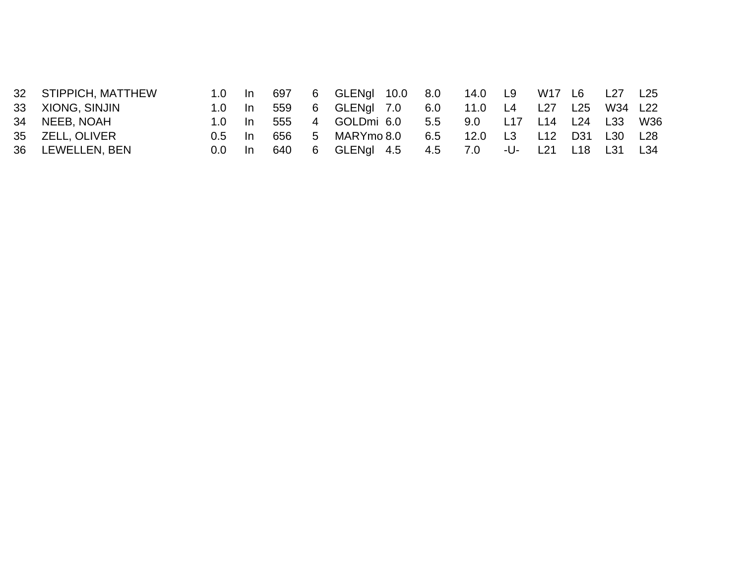| | | | | | | | | | | | | | | |
|---|---|---|---|---|---|---|---|---|---|---|---|---|---|---|
| 32 | STIPPICH, MATTHEW | 1.0 | In | 697 | 6 | GLENgl | 10.0 | 8.0 | 14.0 | L9 | W17 | L6 | L27 | L25 |
| 33 | XIONG, SINJIN | 1.0 | In | 559 | 6 | GLENgl | 7.0 | 6.0 | 11.0 | L4 | L27 | L25 | W34 | L22 |
| 34 | NEEB, NOAH | 1.0 | In | 555 | 4 | GOLDmi | 6.0 | 5.5 | 9.0 | L17 | L14 | L24 | L33 | W36 |
| 35 | ZELL, OLIVER | 0.5 | In | 656 | 5 | MARYmo | 8.0 | 6.5 | 12.0 | L3 | L12 | D31 | L30 | L28 |
| 36 | LEWELLEN, BEN | 0.0 | In | 640 | 6 | GLENgl | 4.5 | 4.5 | 7.0 | -U- | L21 | L18 | L31 | L34 |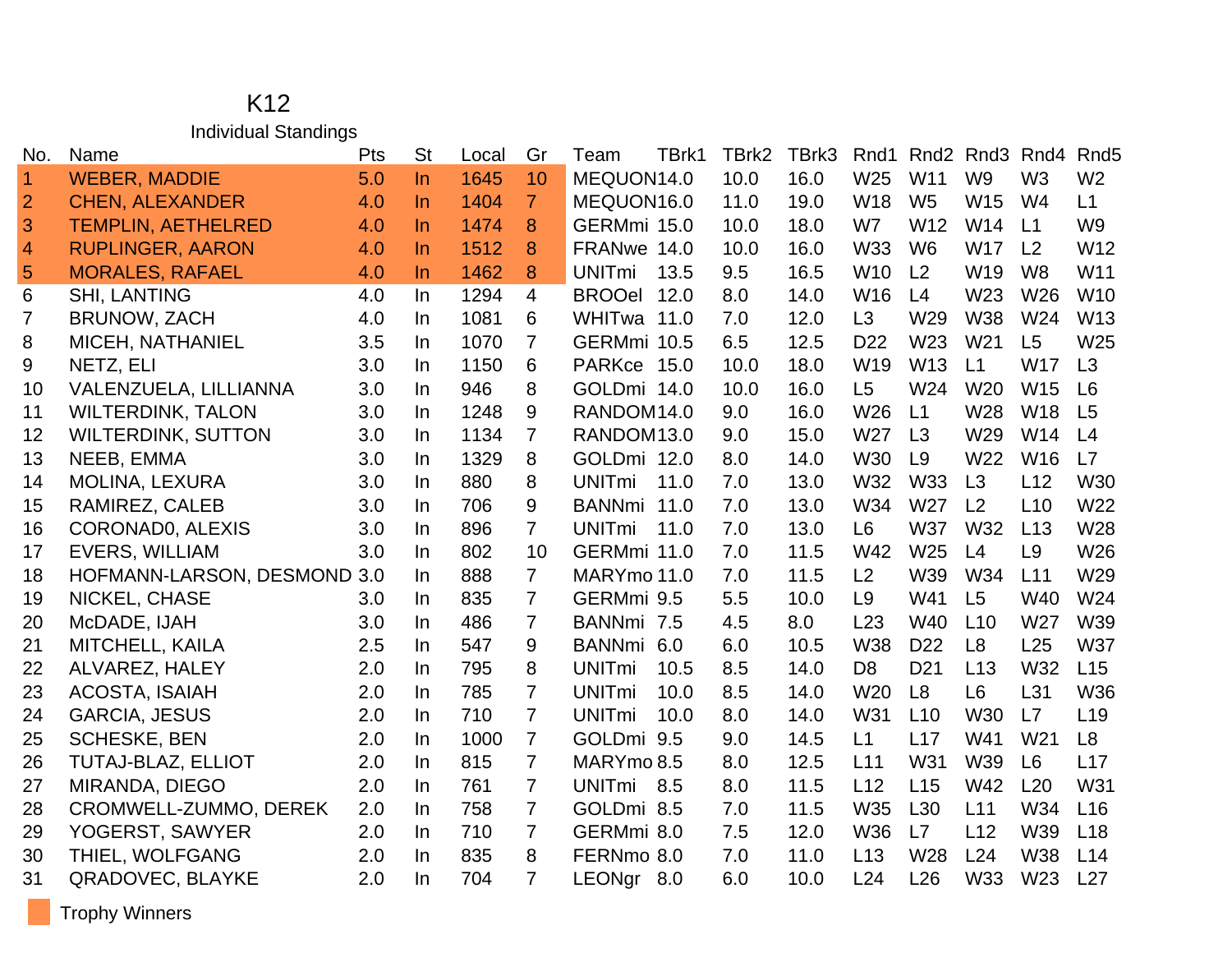# K12

## Individual Standings

| No. | Name | Pts | St | Local | Gr | Team | TBrk1 | TBrk2 | TBrk3 | Rnd1 | Rnd2 | Rnd3 | Rnd4 | Rnd5 |
|---|---|---|---|---|---|---|---|---|---|---|---|---|---|---|
| 1 | WEBER, MADDIE | 5.0 | In | 1645 | 10 | MEQUON | 14.0 | 10.0 | 16.0 | W25 | W11 | W9 | W3 | W2 |
| 2 | CHEN, ALEXANDER | 4.0 | In | 1404 | 7 | MEQUON | 16.0 | 11.0 | 19.0 | W18 | W5 | W15 | W4 | L1 |
| 3 | TEMPLIN, AETHELRED | 4.0 | In | 1474 | 8 | GERMmi | 15.0 | 10.0 | 18.0 | W7 | W12 | W14 | L1 | W9 |
| 4 | RUPLINGER, AARON | 4.0 | In | 1512 | 8 | FRANwe | 14.0 | 10.0 | 16.0 | W33 | W6 | W17 | L2 | W12 |
| 5 | MORALES, RAFAEL | 4.0 | In | 1462 | 8 | UNITmi | 13.5 | 9.5 | 16.5 | W10 | L2 | W19 | W8 | W11 |
| 6 | SHI, LANTING | 4.0 | In | 1294 | 4 | BROOel | 12.0 | 8.0 | 14.0 | W16 | L4 | W23 | W26 | W10 |
| 7 | BRUNOW, ZACH | 4.0 | In | 1081 | 6 | WHITwa | 11.0 | 7.0 | 12.0 | L3 | W29 | W38 | W24 | W13 |
| 8 | MICEH, NATHANIEL | 3.5 | In | 1070 | 7 | GERMmi | 10.5 | 6.5 | 12.5 | D22 | W23 | W21 | L5 | W25 |
| 9 | NETZ, ELI | 3.0 | In | 1150 | 6 | PARKce | 15.0 | 10.0 | 18.0 | W19 | W13 | L1 | W17 | L3 |
| 10 | VALENZUELA, LILLIANNA | 3.0 | In | 946 | 8 | GOLDmi | 14.0 | 10.0 | 16.0 | L5 | W24 | W20 | W15 | L6 |
| 11 | WILTERDINK, TALON | 3.0 | In | 1248 | 9 | RANDOM | 14.0 | 9.0 | 16.0 | W26 | L1 | W28 | W18 | L5 |
| 12 | WILTERDINK, SUTTON | 3.0 | In | 1134 | 7 | RANDOM | 13.0 | 9.0 | 15.0 | W27 | L3 | W29 | W14 | L4 |
| 13 | NEEB, EMMA | 3.0 | In | 1329 | 8 | GOLDmi | 12.0 | 8.0 | 14.0 | W30 | L9 | W22 | W16 | L7 |
| 14 | MOLINA, LEXURA | 3.0 | In | 880 | 8 | UNITmi | 11.0 | 7.0 | 13.0 | W32 | W33 | L3 | L12 | W30 |
| 15 | RAMIREZ, CALEB | 3.0 | In | 706 | 9 | BANNmi | 11.0 | 7.0 | 13.0 | W34 | W27 | L2 | L10 | W22 |
| 16 | CORONAD0, ALEXIS | 3.0 | In | 896 | 7 | UNITmi | 11.0 | 7.0 | 13.0 | L6 | W37 | W32 | L13 | W28 |
| 17 | EVERS, WILLIAM | 3.0 | In | 802 | 10 | GERMmi | 11.0 | 7.0 | 11.5 | W42 | W25 | L4 | L9 | W26 |
| 18 | HOFMANN-LARSON, DESMOND | 3.0 | In | 888 | 7 | MARYmo | 11.0 | 7.0 | 11.5 | L2 | W39 | W34 | L11 | W29 |
| 19 | NICKEL, CHASE | 3.0 | In | 835 | 7 | GERMmi | 9.5 | 5.5 | 10.0 | L9 | W41 | L5 | W40 | W24 |
| 20 | McDADE, IJAH | 3.0 | In | 486 | 7 | BANNmi | 7.5 | 4.5 | 8.0 | L23 | W40 | L10 | W27 | W39 |
| 21 | MITCHELL, KAILA | 2.5 | In | 547 | 9 | BANNmi | 6.0 | 6.0 | 10.5 | W38 | D22 | L8 | L25 | W37 |
| 22 | ALVAREZ, HALEY | 2.0 | In | 795 | 8 | UNITmi | 10.5 | 8.5 | 14.0 | D8 | D21 | L13 | W32 | L15 |
| 23 | ACOSTA, ISAIAH | 2.0 | In | 785 | 7 | UNITmi | 10.0 | 8.5 | 14.0 | W20 | L8 | L6 | L31 | W36 |
| 24 | GARCIA, JESUS | 2.0 | In | 710 | 7 | UNITmi | 10.0 | 8.0 | 14.0 | W31 | L10 | W30 | L7 | L19 |
| 25 | SCHESKE, BEN | 2.0 | In | 1000 | 7 | GOLDmi | 9.5 | 9.0 | 14.5 | L1 | L17 | W41 | W21 | L8 |
| 26 | TUTAJ-BLAZ, ELLIOT | 2.0 | In | 815 | 7 | MARYmo | 8.5 | 8.0 | 12.5 | L11 | W31 | W39 | L6 | L17 |
| 27 | MIRANDA, DIEGO | 2.0 | In | 761 | 7 | UNITmi | 8.5 | 8.0 | 11.5 | L12 | L15 | W42 | L20 | W31 |
| 28 | CROMWELL-ZUMMO, DEREK | 2.0 | In | 758 | 7 | GOLDmi | 8.5 | 7.0 | 11.5 | W35 | L30 | L11 | W34 | L16 |
| 29 | YOGERST, SAWYER | 2.0 | In | 710 | 7 | GERMmi | 8.0 | 7.5 | 12.0 | W36 | L7 | L12 | W39 | L18 |
| 30 | THIEL, WOLFGANG | 2.0 | In | 835 | 8 | FERNmo | 8.0 | 7.0 | 11.0 | L13 | W28 | L24 | W38 | L14 |
| 31 | QRADOVEC, BLAYKE | 2.0 | In | 704 | 7 | LEONgr | 8.0 | 6.0 | 10.0 | L24 | L26 | W33 | W23 | L27 |

Trophy Winners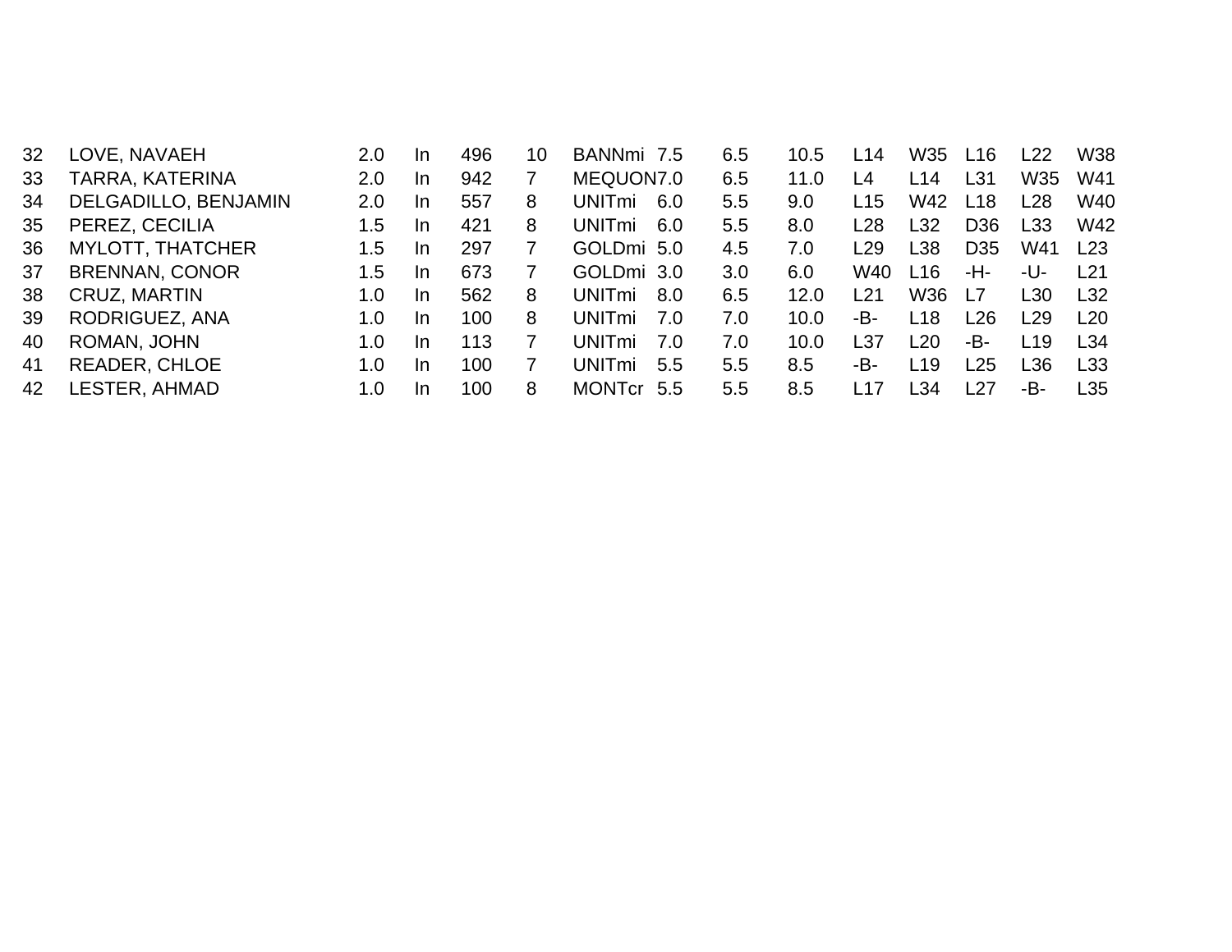| | | | | | | | | | | | | | | |
|---|---|---|---|---|---|---|---|---|---|---|---|---|---|---|
| 32 | LOVE, NAVAEH | 2.0 | In | 496 | 10 | BANNmi | 7.5 | 6.5 | 10.5 | L14 | W35 | L16 | L22 | W38 |
| 33 | TARRA, KATERINA | 2.0 | In | 942 | 7 | MEQUON | 7.0 | 6.5 | 11.0 | L4 | L14 | L31 | W35 | W41 |
| 34 | DELGADILLO, BENJAMIN | 2.0 | In | 557 | 8 | UNITmi | 6.0 | 5.5 | 9.0 | L15 | W42 | L18 | L28 | W40 |
| 35 | PEREZ, CECILIA | 1.5 | In | 421 | 8 | UNITmi | 6.0 | 5.5 | 8.0 | L28 | L32 | D36 | L33 | W42 |
| 36 | MYLOTT, THATCHER | 1.5 | In | 297 | 7 | GOLDmi | 5.0 | 4.5 | 7.0 | L29 | L38 | D35 | W41 | L23 |
| 37 | BRENNAN, CONOR | 1.5 | In | 673 | 7 | GOLDmi | 3.0 | 3.0 | 6.0 | W40 | L16 | -H- | -U- | L21 |
| 38 | CRUZ, MARTIN | 1.0 | In | 562 | 8 | UNITmi | 8.0 | 6.5 | 12.0 | L21 | W36 | L7 | L30 | L32 |
| 39 | RODRIGUEZ, ANA | 1.0 | In | 100 | 8 | UNITmi | 7.0 | 7.0 | 10.0 | -B- | L18 | L26 | L29 | L20 |
| 40 | ROMAN, JOHN | 1.0 | In | 113 | 7 | UNITmi | 7.0 | 7.0 | 10.0 | L37 | L20 | -B- | L19 | L34 |
| 41 | READER, CHLOE | 1.0 | In | 100 | 7 | UNITmi | 5.5 | 5.5 | 8.5 | -B- | L19 | L25 | L36 | L33 |
| 42 | LESTER, AHMAD | 1.0 | In | 100 | 8 | MONTcr | 5.5 | 5.5 | 8.5 | L17 | L34 | L27 | -B- | L35 |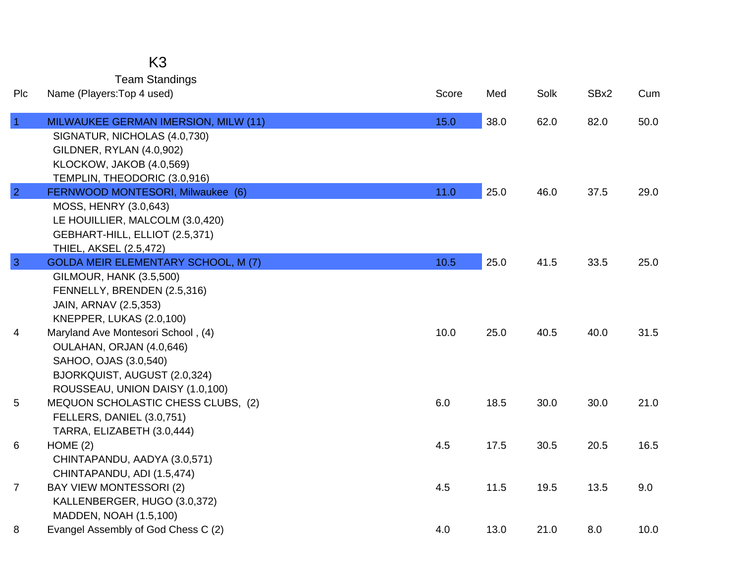# K3

## Team Standings

| Plc | Name (Players:Top 4 used) | Score | Med | Solk | SBx2 | Cum |
|---|---|---|---|---|---|---|
| 1 | MILWAUKEE GERMAN IMERSION, MILW (11) | 15.0 | 38.0 | 62.0 | 82.0 | 50.0 |
| | SIGNATUR, NICHOLAS (4.0,730) | | | | | |
| | GILDNER, RYLAN (4.0,902) | | | | | |
| | KLOCKOW, JAKOB (4.0,569) | | | | | |
| | TEMPLIN, THEODORIC (3.0,916) | | | | | |
| 2 | FERNWOOD MONTESORI, Milwaukee (6) | 11.0 | 25.0 | 46.0 | 37.5 | 29.0 |
| | MOSS, HENRY (3.0,643) | | | | | |
| | LE HOUILLIER, MALCOLM (3.0,420) | | | | | |
| | GEBHART-HILL, ELLIOT (2.5,371) | | | | | |
| | THIEL, AKSEL (2.5,472) | | | | | |
| 3 | GOLDA MEIR ELEMENTARY SCHOOL, M (7) | 10.5 | 25.0 | 41.5 | 33.5 | 25.0 |
| | GILMOUR, HANK (3.5,500) | | | | | |
| | FENNELLY, BRENDEN (2.5,316) | | | | | |
| | JAIN, ARNAV (2.5,353) | | | | | |
| | KNEPPER, LUKAS (2.0,100) | | | | | |
| 4 | Maryland Ave Montesori School , (4) | 10.0 | 25.0 | 40.5 | 40.0 | 31.5 |
| | OULAHAN, ORJAN (4.0,646) | | | | | |
| | SAHOO, OJAS (3.0,540) | | | | | |
| | BJORKQUIST, AUGUST (2.0,324) | | | | | |
| | ROUSSEAU, UNION DAISY (1.0,100) | | | | | |
| 5 | MEQUON SCHOLASTIC CHESS CLUBS, (2) | 6.0 | 18.5 | 30.0 | 30.0 | 21.0 |
| | FELLERS, DANIEL (3.0,751) | | | | | |
| | TARRA, ELIZABETH (3.0,444) | | | | | |
| 6 | HOME (2) | 4.5 | 17.5 | 30.5 | 20.5 | 16.5 |
| | CHINTAPANDU, AADYA (3.0,571) | | | | | |
| | CHINTAPANDU, ADI (1.5,474) | | | | | |
| 7 | BAY VIEW MONTESSORI (2) | 4.5 | 11.5 | 19.5 | 13.5 | 9.0 |
| | KALLENBERGER, HUGO (3.0,372) | | | | | |
| | MADDEN, NOAH (1.5,100) | | | | | |
| 8 | Evangel Assembly of God Chess C (2) | 4.0 | 13.0 | 21.0 | 8.0 | 10.0 |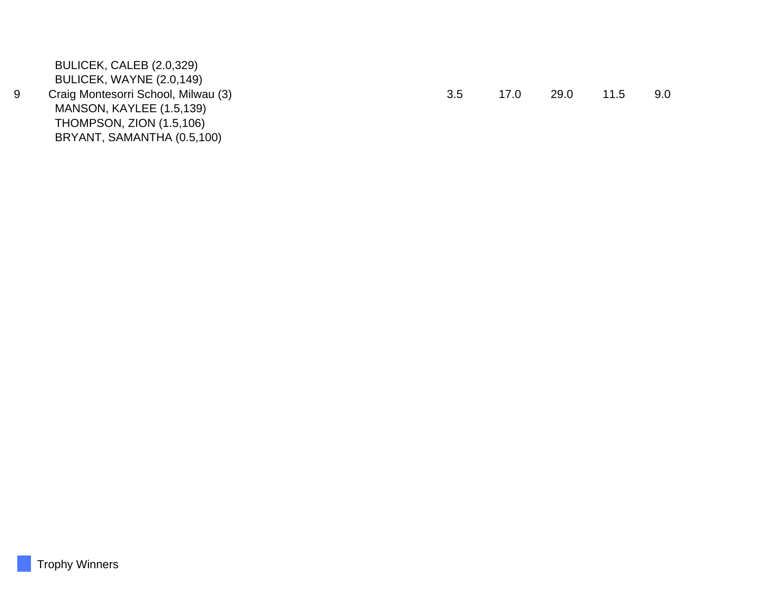| | | | | | | |
|---|---|---|---|---|---|---|
| | BULICEK, CALEB (2.0,329) | | | | | |
| | BULICEK, WAYNE (2.0,149) | | | | | |
| 9 | Craig Montesorri School, Milwau (3) | 3.5 | 17.0 | 29.0 | 11.5 | 9.0 |
| | MANSON, KAYLEE (1.5,139) | | | | | |
| | THOMPSON, ZION (1.5,106) | | | | | |
| | BRYANT, SAMANTHA (0.5,100) | | | | | |

Trophy Winners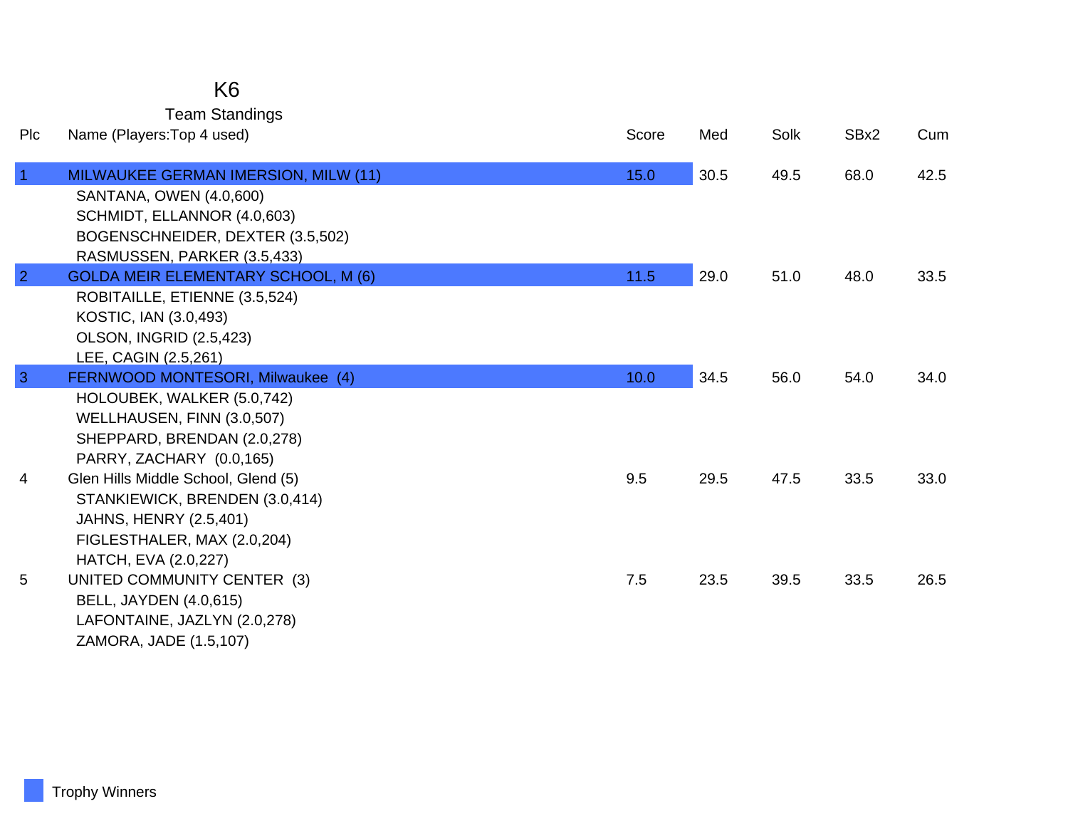# K6

## Team Standings

| Plc | Name (Players:Top 4 used) | Score | Med | Solk | SBx2 | Cum |
|---|---|---|---|---|---|---|
| 1 | MILWAUKEE GERMAN IMERSION, MILW (11) | 15.0 | 30.5 | 49.5 | 68.0 | 42.5 |
| | SANTANA, OWEN (4.0,600) | | | | | |
| | SCHMIDT, ELLANNOR (4.0,603) | | | | | |
| | BOGENSCHNEIDER, DEXTER (3.5,502) | | | | | |
| | RASMUSSEN, PARKER (3.5,433) | | | | | |
| 2 | GOLDA MEIR ELEMENTARY SCHOOL, M (6) | 11.5 | 29.0 | 51.0 | 48.0 | 33.5 |
| | ROBITAILLE, ETIENNE (3.5,524) | | | | | |
| | KOSTIC, IAN (3.0,493) | | | | | |
| | OLSON, INGRID (2.5,423) | | | | | |
| | LEE, CAGIN (2.5,261) | | | | | |
| 3 | FERNWOOD MONTESORI, Milwaukee (4) | 10.0 | 34.5 | 56.0 | 54.0 | 34.0 |
| | HOLOUBEK, WALKER (5.0,742) | | | | | |
| | WELLHAUSEN, FINN (3.0,507) | | | | | |
| | SHEPPARD, BRENDAN (2.0,278) | | | | | |
| | PARRY, ZACHARY (0.0,165) | | | | | |
| 4 | Glen Hills Middle School, Glend (5) | 9.5 | 29.5 | 47.5 | 33.5 | 33.0 |
| | STANKIEWICK, BRENDEN (3.0,414) | | | | | |
| | JAHNS, HENRY (2.5,401) | | | | | |
| | FIGLESTHALER, MAX (2.0,204) | | | | | |
| | HATCH, EVA (2.0,227) | | | | | |
| 5 | UNITED COMMUNITY CENTER (3) | 7.5 | 23.5 | 39.5 | 33.5 | 26.5 |
| | BELL, JAYDEN (4.0,615) | | | | | |
| | LAFONTAINE, JAZLYN (2.0,278) | | | | | |
| | ZAMORA, JADE (1.5,107) | | | | | |

Trophy Winners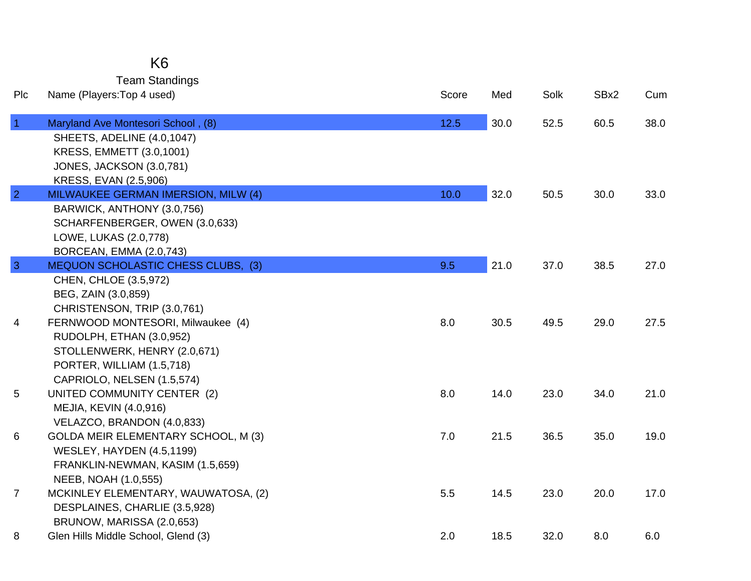# K6

## Team Standings

| Plc | Name (Players:Top 4 used) | Score | Med | Solk | SBx2 | Cum |
|---|---|---|---|---|---|---|
| 1 | Maryland Ave Montesori School , (8) | 12.5 | 30.0 | 52.5 | 60.5 | 38.0 |
| | SHEETS, ADELINE (4.0,1047) | | | | | |
| | KRESS, EMMETT (3.0,1001) | | | | | |
| | JONES, JACKSON (3.0,781) | | | | | |
| | KRESS, EVAN (2.5,906) | | | | | |
| 2 | MILWAUKEE GERMAN IMERSION, MILW (4) | 10.0 | 32.0 | 50.5 | 30.0 | 33.0 |
| | BARWICK, ANTHONY (3.0,756) | | | | | |
| | SCHARFENBERGER, OWEN (3.0,633) | | | | | |
| | LOWE, LUKAS (2.0,778) | | | | | |
| | BORCEAN, EMMA (2.0,743) | | | | | |
| 3 | MEQUON SCHOLASTIC CHESS CLUBS, (3) | 9.5 | 21.0 | 37.0 | 38.5 | 27.0 |
| | CHEN, CHLOE (3.5,972) | | | | | |
| | BEG, ZAIN (3.0,859) | | | | | |
| | CHRISTENSON, TRIP (3.0,761) | | | | | |
| 4 | FERNWOOD MONTESORI, Milwaukee (4) | 8.0 | 30.5 | 49.5 | 29.0 | 27.5 |
| | RUDOLPH, ETHAN (3.0,952) | | | | | |
| | STOLLENWERK, HENRY (2.0,671) | | | | | |
| | PORTER, WILLIAM (1.5,718) | | | | | |
| | CAPRIOLO, NELSEN (1.5,574) | | | | | |
| 5 | UNITED COMMUNITY CENTER (2) | 8.0 | 14.0 | 23.0 | 34.0 | 21.0 |
| | MEJIA, KEVIN (4.0,916) | | | | | |
| | VELAZCO, BRANDON (4.0,833) | | | | | |
| 6 | GOLDA MEIR ELEMENTARY SCHOOL, M (3) | 7.0 | 21.5 | 36.5 | 35.0 | 19.0 |
| | WESLEY, HAYDEN (4.5,1199) | | | | | |
| | FRANKLIN-NEWMAN, KASIM (1.5,659) | | | | | |
| | NEEB, NOAH (1.0,555) | | | | | |
| 7 | MCKINLEY ELEMENTARY, WAUWATOSA, (2) | 5.5 | 14.5 | 23.0 | 20.0 | 17.0 |
| | DESPLAINES, CHARLIE (3.5,928) | | | | | |
| | BRUNOW, MARISSA (2.0,653) | | | | | |
| 8 | Glen Hills Middle School, Glend (3) | 2.0 | 18.5 | 32.0 | 8.0 | 6.0 |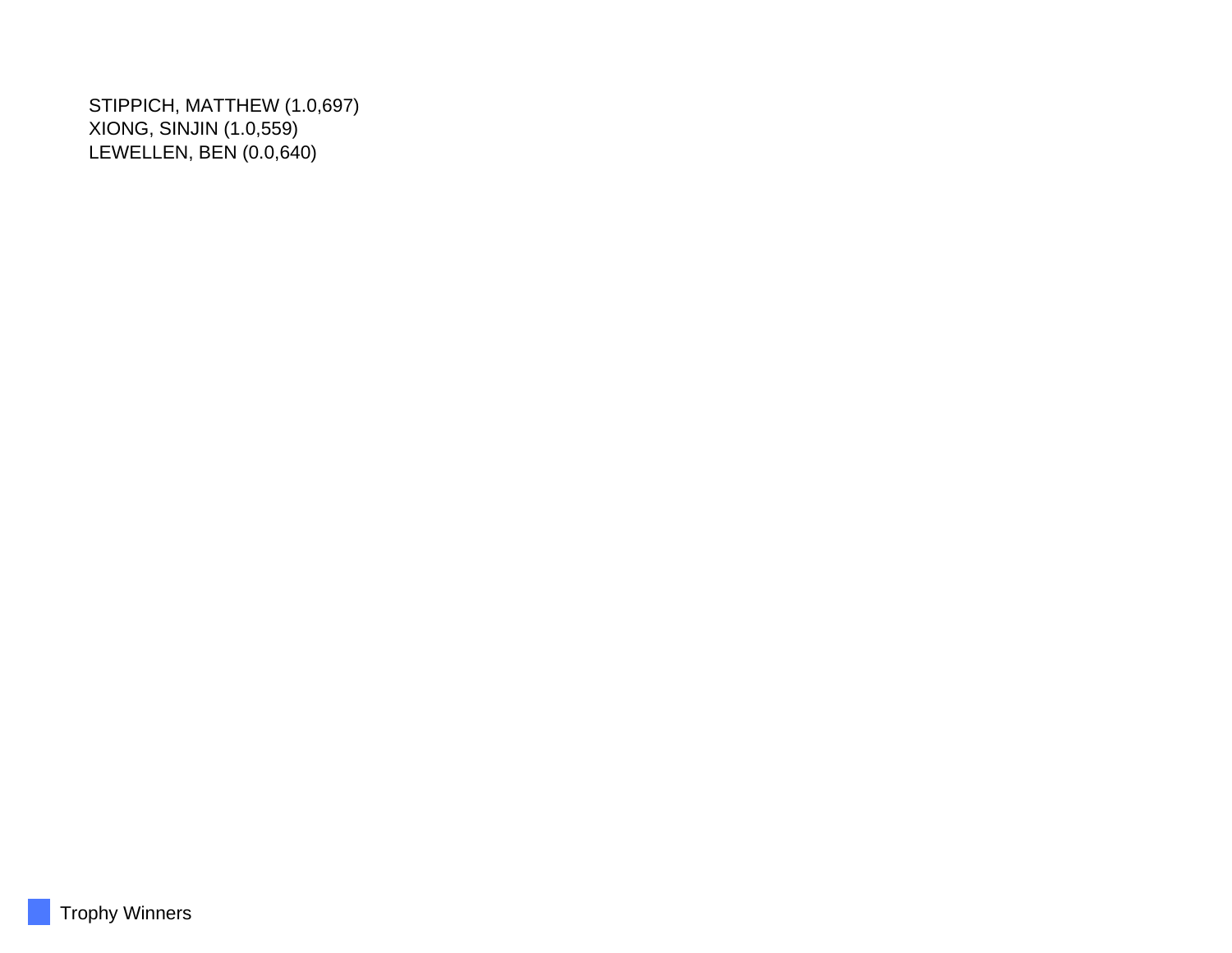STIPPICH, MATTHEW (1.0,697)
XIONG, SINJIN (1.0,559)
LEWELLEN, BEN (0.0,640)

Trophy Winners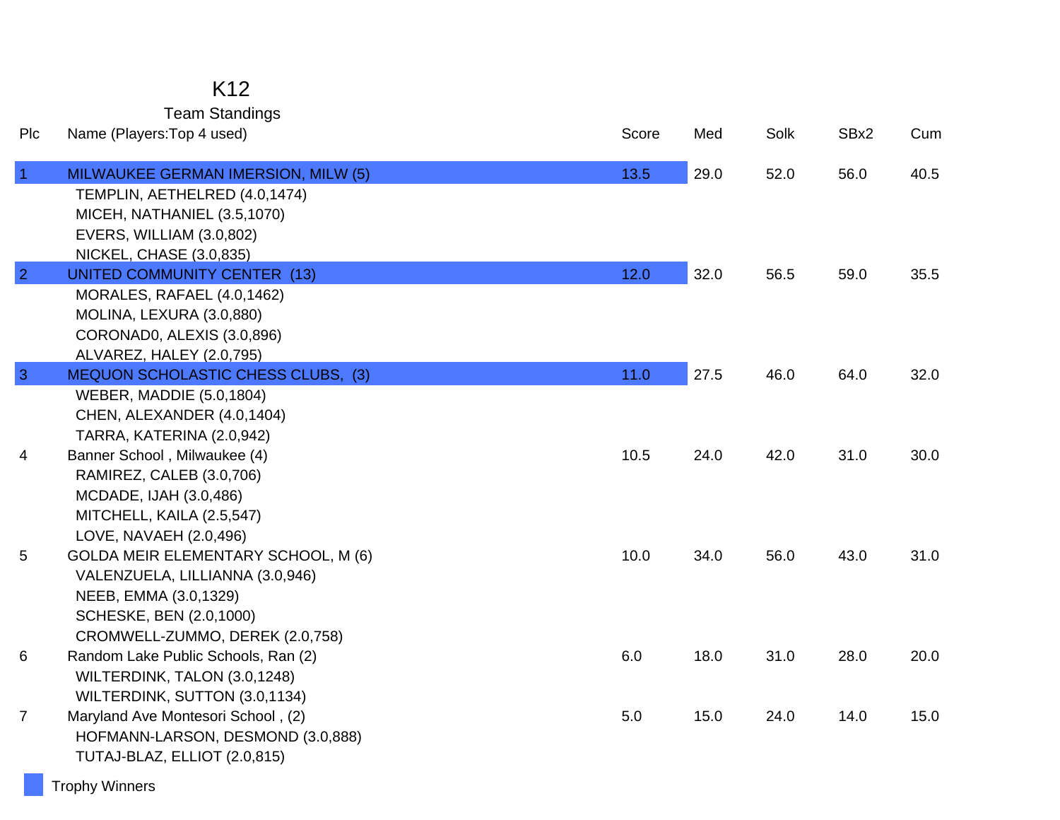# K12

## Team Standings

| Plc | Name (Players:Top 4 used) | Score | Med | Solk | SBx2 | Cum |
|---|---|---|---|---|---|---|
| 1 | MILWAUKEE GERMAN IMERSION, MILW (5) | 13.5 | 29.0 | 52.0 | 56.0 | 40.5 |
| | TEMPLIN, AETHELRED (4.0,1474) | | | | | |
| | MICEH, NATHANIEL (3.5,1070) | | | | | |
| | EVERS, WILLIAM (3.0,802) | | | | | |
| | NICKEL, CHASE (3.0,835) | | | | | |
| 2 | UNITED COMMUNITY CENTER (13) | 12.0 | 32.0 | 56.5 | 59.0 | 35.5 |
| | MORALES, RAFAEL (4.0,1462) | | | | | |
| | MOLINA, LEXURA (3.0,880) | | | | | |
| | CORONAD0, ALEXIS (3.0,896) | | | | | |
| | ALVAREZ, HALEY (2.0,795) | | | | | |
| 3 | MEQUON SCHOLASTIC CHESS CLUBS, (3) | 11.0 | 27.5 | 46.0 | 64.0 | 32.0 |
| | WEBER, MADDIE (5.0,1804) | | | | | |
| | CHEN, ALEXANDER (4.0,1404) | | | | | |
| | TARRA, KATERINA (2.0,942) | | | | | |
| 4 | Banner School , Milwaukee (4) | 10.5 | 24.0 | 42.0 | 31.0 | 30.0 |
| | RAMIREZ, CALEB (3.0,706) | | | | | |
| | MCDADE, IJAH (3.0,486) | | | | | |
| | MITCHELL, KAILA (2.5,547) | | | | | |
| | LOVE, NAVAEH (2.0,496) | | | | | |
| 5 | GOLDA MEIR ELEMENTARY SCHOOL, M (6) | 10.0 | 34.0 | 56.0 | 43.0 | 31.0 |
| | VALENZUELA, LILLIANNA (3.0,946) | | | | | |
| | NEEB, EMMA (3.0,1329) | | | | | |
| | SCHESKE, BEN (2.0,1000) | | | | | |
| | CROMWELL-ZUMMO, DEREK (2.0,758) | | | | | |
| 6 | Random Lake Public Schools, Ran (2) | 6.0 | 18.0 | 31.0 | 28.0 | 20.0 |
| | WILTERDINK, TALON (3.0,1248) | | | | | |
| | WILTERDINK, SUTTON (3.0,1134) | | | | | |
| 7 | Maryland Ave Montesori School , (2) | 5.0 | 15.0 | 24.0 | 14.0 | 15.0 |
| | HOFMANN-LARSON, DESMOND (3.0,888) | | | | | |
| | TUTAJ-BLAZ, ELLIOT (2.0,815) | | | | | |

Trophy Winners